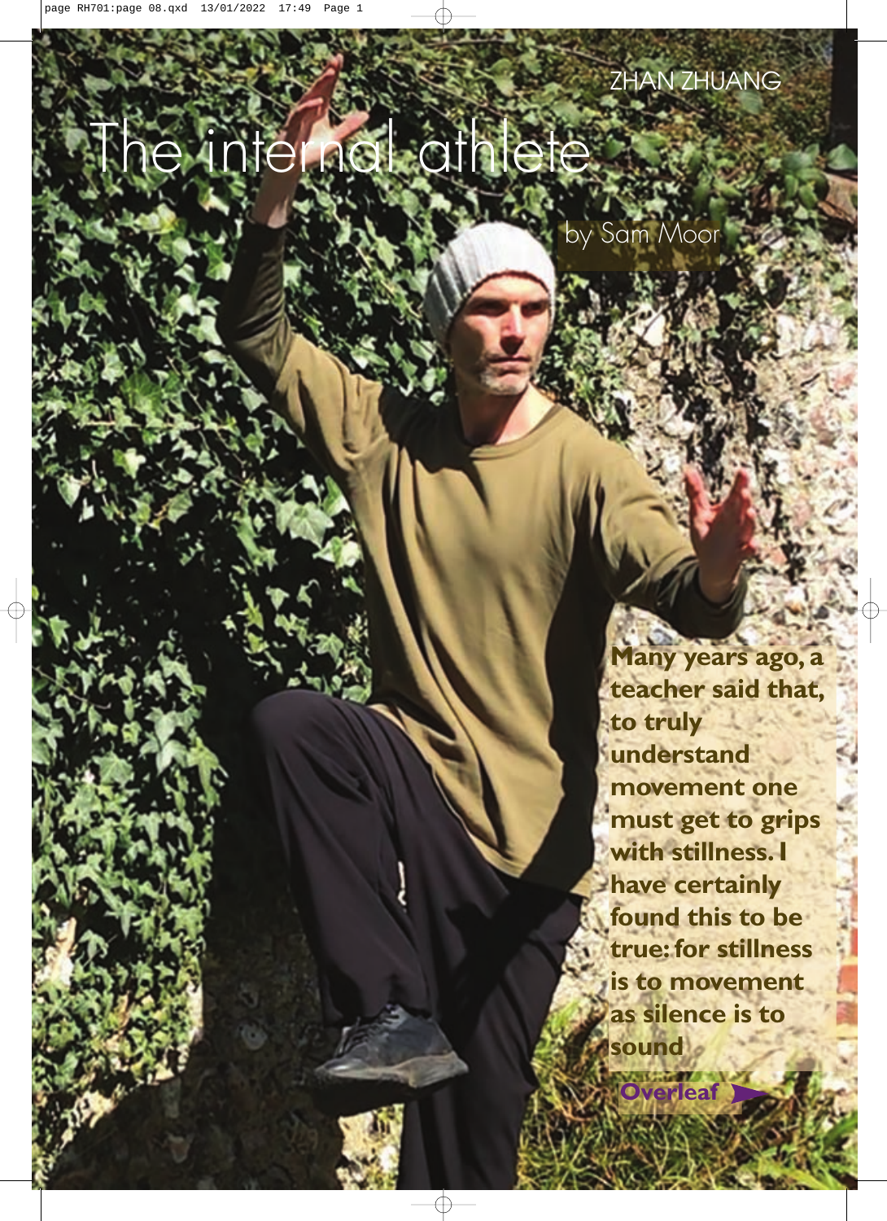ZHAN ZHUANG

# The internal athlete

by Sam Moor

**Many years ago, a teacher said that, to truly understand movement one must get to grips with stillness. I have certainly found this to be true: for stillness is to movement as silence is to sound**

**Overleaf**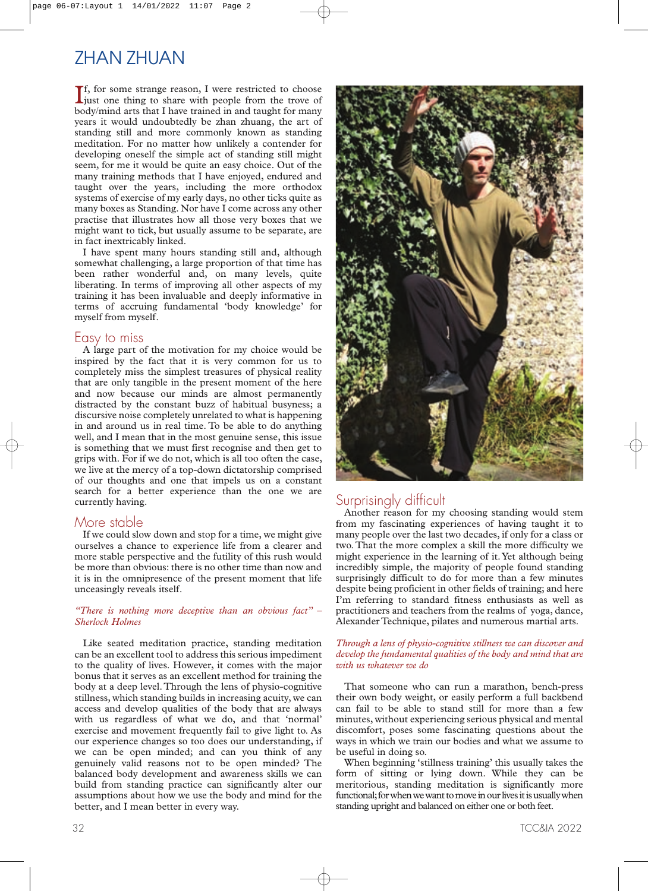# ZHAN ZHUAN

If, for some strange reason, I were restricted to choose just one thing to share with people from the trove of body/mind arts that I have trained in and taught for many years it would undoubtedly be zhan zhuang, the art of standing still and more commonly known as standing meditation. For no matter how unlikely a contender for developing oneself the simple act of standing still might seem, for me it would be quite an easy choice. Out of the many training methods that I have enjoyed, endured and taught over the years, including the more orthodox systems of exercise of my early days, no other ticks quite as many boxes as Standing. Nor have I come across any other practise that illustrates how all those very boxes that we might want to tick, but usually assume to be separate, are in fact inextricably linked.

I have spent many hours standing still and, although somewhat challenging, a large proportion of that time has been rather wonderful and, on many levels, quite liberating. In terms of improving all other aspects of my training it has been invaluable and deeply informative in terms of accruing fundamental 'body knowledge' for myself from myself.

## Easy to miss

A large part of the motivation for my choice would be inspired by the fact that it is very common for us to completely miss the simplest treasures of physical reality that are only tangible in the present moment of the here and now because our minds are almost permanently distracted by the constant buzz of habitual busyness; a discursive noise completely unrelated to what is happening in and around us in real time. To be able to do anything well, and I mean that in the most genuine sense, this issue is something that we must first recognise and then get to grips with. For if we do not, which is all too often the case, we live at the mercy of a top-down dictatorship comprised of our thoughts and one that impels us on a constant search for a better experience than the one we are currently having.

## More stable

If we could slow down and stop for a time, we might give ourselves a chance to experience life from a clearer and more stable perspective and the futility of this rush would be more than obvious: there is no other time than now and it is in the omnipresence of the present moment that life unceasingly reveals itself.

*"There is nothing more deceptive than an obvious fact" – Sherlock Holmes*

Like seated meditation practice, standing meditation can be an excellent tool to address this serious impediment to the quality of lives. However, it comes with the major bonus that it serves as an excellent method for training the body at a deep level. Through the lens of physio-cognitive stillness, which standing builds in increasing acuity, we can access and develop qualities of the body that are always with us regardless of what we do, and that 'normal' exercise and movement frequently fail to give light to. As our experience changes so too does our understanding, if we can be open minded; and can you think of any genuinely valid reasons not to be open minded? The balanced body development and awareness skills we can build from standing practice can significantly alter our assumptions about how we use the body and mind for the better, and I mean better in every way.

## Surprisingly difficult

Another reason for my choosing standing would stem from my fascinating experiences of having taught it to many people over the last two decades, if only for a class or two. That the more complex a skill the more difficulty we might experience in the learning of it. Yet although being incredibly simple, the majority of people found standing surprisingly difficult to do for more than a few minutes despite being proficient in other fields of training; and here I'm referring to standard fitness enthusiasts as well as practitioners and teachers from the realms of yoga, dance, Alexander Technique, pilates and numerous martial arts.

*Through a lens of physio-cognitive stillness we can discover and develop the fundamental qualities of the body and mind that are with us whatever we do*

That someone who can run a marathon, bench-press their own body weight, or easily perform a full backbend can fail to be able to stand still for more than a few minutes, without experiencing serious physical and mental discomfort, poses some fascinating questions about the ways in which we train our bodies and what we assume to be useful in doing so.

When beginning 'stillness training' this usually takes the form of sitting or lying down. While they can be meritorious, standing meditation is significantly more functional; for when we want to move in our lives it is usually when standing upright and balanced on either one or both feet.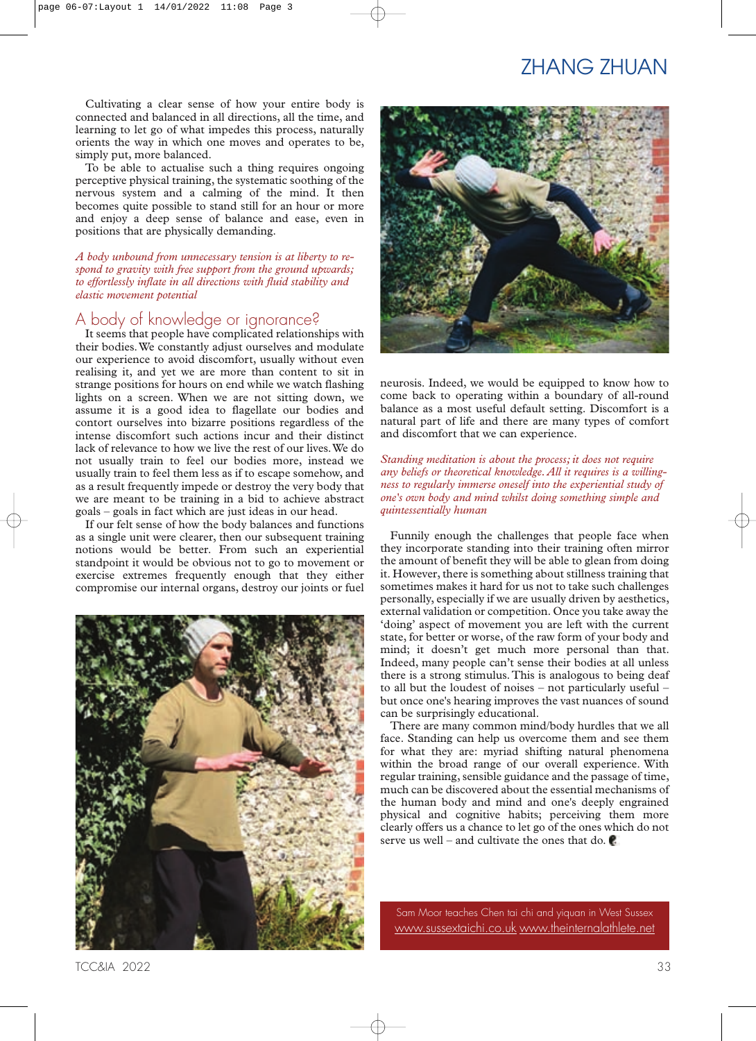Cultivating a clear sense of how your entire body is connected and balanced in all directions, all the time, and learning to let go of what impedes this process, naturally orients the way in which one moves and operates to be, simply put, more balanced.

To be able to actualise such a thing requires ongoing perceptive physical training, the systematic soothing of the nervous system and a calming of the mind. It then becomes quite possible to stand still for an hour or more and enjoy a deep sense of balance and ease, even in positions that are physically demanding.

*A body unbound from unnecessary tension is at liberty to respond to gravity with free support from the ground upwards; to effortlessly inflate in all directions with fluid stability and elastic movement potential*

## A body of knowledge or ignorance?

It seems that people have complicated relationships with their bodies. We constantly adjust ourselves and modulate our experience to avoid discomfort, usually without even realising it, and yet we are more than content to sit in strange positions for hours on end while we watch flashing lights on a screen. When we are not sitting down, we assume it is a good idea to flagellate our bodies and contort ourselves into bizarre positions regardless of the intense discomfort such actions incur and their distinct lack of relevance to how we live the rest of our lives. We do not usually train to feel our bodies more, instead we usually train to feel them less as if to escape somehow, and as a result frequently impede or destroy the very body that we are meant to be training in a bid to achieve abstract goals – goals in fact which are just ideas in our head.

If our felt sense of how the body balances and functions as a single unit were clearer, then our subsequent training notions would be better. From such an experiential standpoint it would be obvious not to go to movement or exercise extremes frequently enough that they either compromise our internal organs, destroy our joints or fuel neurosis. Indeed, we would be equipped to know how to come back to operating within a boundary of all-round balance as a most useful default setting. Discomfort is a natural part of life and there are many types of comfort and discomfort that we can experience.

*Standing meditation is about the process; it does not require any beliefs or theoretical knowledge. All it requires is a willingness to regularly immerse oneself into the experiential study of one's own body and mind whilst doing something simple and quintessentially human*

Funnily enough the challenges that people face when they incorporate standing into their training often mirror the amount of benefit they will be able to glean from doing it. However, there is something about stillness training that sometimes makes it hard for us not to take such challenges personally, especially if we are usually driven by aesthetics, external validation or competition. Once you take away the 'doing' aspect of movement you are left with the current state, for better or worse, of the raw form of your body and mind; it doesn't get much more personal than that. Indeed, many people can't sense their bodies at all unless there is a strong stimulus. This is analogous to being deaf to all but the loudest of noises – not particularly useful – but once one's hearing improves the vast nuances of sound can be surprisingly educational.

There are many common mind/body hurdles that we all face. Standing can help us overcome them and see them for what they are: myriad shifting natural phenomena within the broad range of our overall experience. With regular training, sensible guidance and the passage of time, much can be discovered about the essential mechanisms of the human body and mind and one's deeply engrained physical and cognitive habits; perceiving them more clearly offers us a chance to let go of the ones which do not serve us well – and cultivate the ones that do.

Sam Moor teaches Chen tai chi and yiquan in West Sussex
www.sussextaichi.co.uk www.theinternalathlete.net